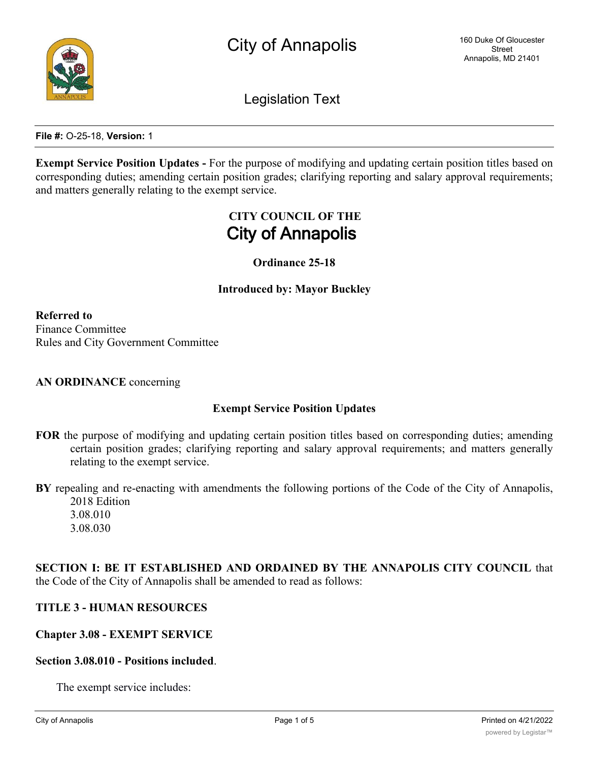# City of Annapolis

160 Duke Of Gloucester Street
Annapolis, MD 21401

## Legislation Text

**File #:** O-25-18, **Version:** 1

**Exempt Service Position Updates -** For the purpose of modifying and updating certain position titles based on corresponding duties; amending certain position grades; clarifying reporting and salary approval requirements; and matters generally relating to the exempt service.

**CITY COUNCIL OF THE**
**City of Annapolis**

**Ordinance 25-18**

**Introduced by: Mayor Buckley**

**Referred to**
Finance Committee
Rules and City Government Committee

**AN ORDINANCE** concerning

**Exempt Service Position Updates**

**FOR** the purpose of modifying and updating certain position titles based on corresponding duties; amending certain position grades; clarifying reporting and salary approval requirements; and matters generally relating to the exempt service.

**BY** repealing and re-enacting with amendments the following portions of the Code of the City of Annapolis, 2018 Edition
3.08.010
3.08.030

**SECTION I: BE IT ESTABLISHED AND ORDAINED BY THE ANNAPOLIS CITY COUNCIL** that the Code of the City of Annapolis shall be amended to read as follows:

**TITLE 3 - HUMAN RESOURCES**

**Chapter 3.08 - EXEMPT SERVICE**

**Section 3.08.010 - Positions included**.

The exempt service includes: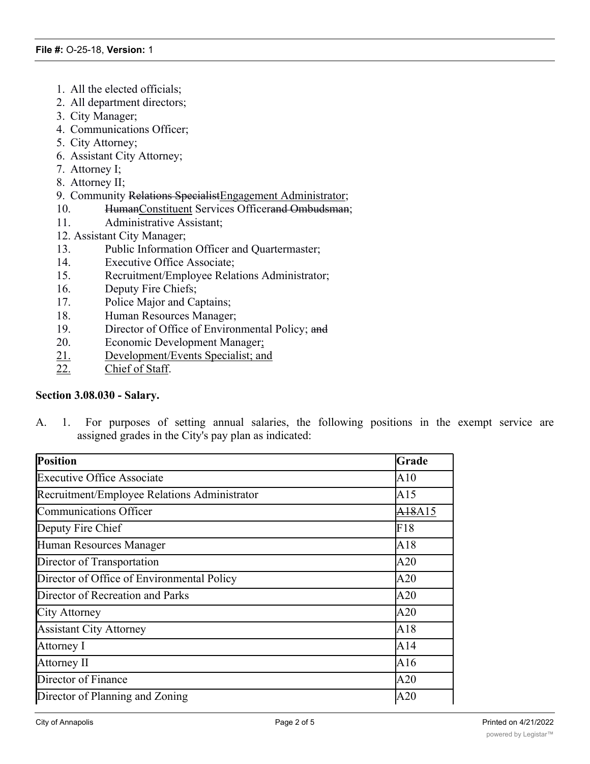1. All the elected officials;
2. All department directors;
3. City Manager;
4. Communications Officer;
5. City Attorney;
6. Assistant City Attorney;
7. Attorney I;
8. Attorney II;
9. Community ~~Relations Specialist~~<u>Engagement Administrator</u>;
10. ~~Human~~<u>Constituent</u> Services Officer~~and Ombudsman~~;
11. Administrative Assistant;
12. Assistant City Manager;
13. Public Information Officer and Quartermaster;
14. Executive Office Associate;
15. Recruitment/Employee Relations Administrator;
16. Deputy Fire Chiefs;
17. Police Major and Captains;
18. Human Resources Manager;
19. Director of Office of Environmental Policy; ~~and~~
20. Economic Development Manager<u>;</u>
21. <u>Development/Events Specialist; and</u>
22. <u>Chief of Staff</u>.

**Section 3.08.030 - Salary.**

A. 1. For purposes of setting annual salaries, the following positions in the exempt service are assigned grades in the City's pay plan as indicated:

| Position | Grade |
|---|---|
| Executive Office Associate | A10 |
| Recruitment/Employee Relations Administrator | A15 |
| Communications Officer | ~~A18~~A15 |
| Deputy Fire Chief | F18 |
| Human Resources Manager | A18 |
| Director of Transportation | A20 |
| Director of Office of Environmental Policy | A20 |
| Director of Recreation and Parks | A20 |
| City Attorney | A20 |
| Assistant City Attorney | A18 |
| Attorney I | A14 |
| Attorney II | A16 |
| Director of Finance | A20 |
| Director of Planning and Zoning | A20 |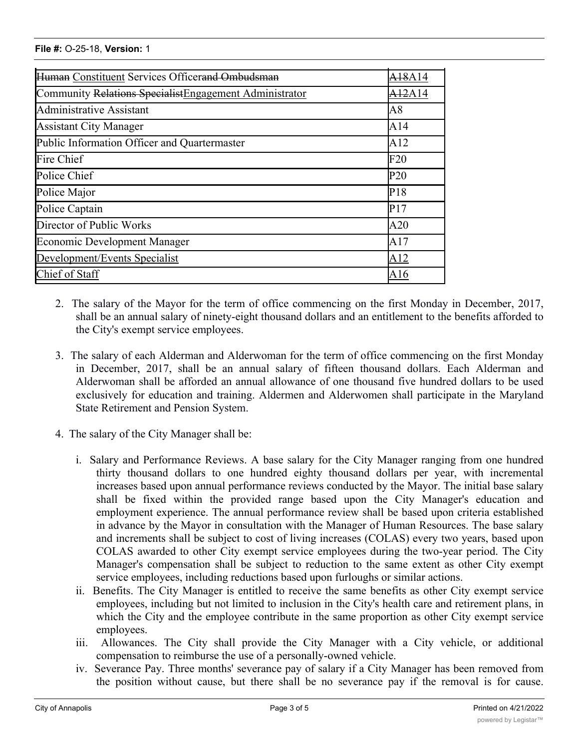| | |
|---|---|
| ~~Human~~ <u>Constituent</u> Services Officer~~and Ombudsman~~ | ~~A18~~A14 |
| Community ~~Relations Specialist~~<u>Engagement Administrator</u> | ~~A12~~A14 |
| Administrative Assistant | A8 |
| Assistant City Manager | A14 |
| Public Information Officer and Quartermaster | A12 |
| Fire Chief | F20 |
| Police Chief | P20 |
| Police Major | P18 |
| Police Captain | P17 |
| Director of Public Works | A20 |
| Economic Development Manager | A17 |
| <u>Development/Events Specialist</u> | <u>A12</u> |
| <u>Chief of Staff</u> | <u>A16</u> |

2. The salary of the Mayor for the term of office commencing on the first Monday in December, 2017, shall be an annual salary of ninety-eight thousand dollars and an entitlement to the benefits afforded to the City's exempt service employees.

3. The salary of each Alderman and Alderwoman for the term of office commencing on the first Monday in December, 2017, shall be an annual salary of fifteen thousand dollars. Each Alderman and Alderwoman shall be afforded an annual allowance of one thousand five hundred dollars to be used exclusively for education and training. Aldermen and Alderwomen shall participate in the Maryland State Retirement and Pension System.

4. The salary of the City Manager shall be:

    i. Salary and Performance Reviews. A base salary for the City Manager ranging from one hundred thirty thousand dollars to one hundred eighty thousand dollars per year, with incremental increases based upon annual performance reviews conducted by the Mayor. The initial base salary shall be fixed within the provided range based upon the City Manager's education and employment experience. The annual performance review shall be based upon criteria established in advance by the Mayor in consultation with the Manager of Human Resources. The base salary and increments shall be subject to cost of living increases (COLAS) every two years, based upon COLAS awarded to other City exempt service employees during the two-year period. The City Manager's compensation shall be subject to reduction to the same extent as other City exempt service employees, including reductions based upon furloughs or similar actions.

    ii. Benefits. The City Manager is entitled to receive the same benefits as other City exempt service employees, including but not limited to inclusion in the City's health care and retirement plans, in which the City and the employee contribute in the same proportion as other City exempt service employees.

    iii. Allowances. The City shall provide the City Manager with a City vehicle, or additional compensation to reimburse the use of a personally-owned vehicle.

    iv. Severance Pay. Three months' severance pay of salary if a City Manager has been removed from the position without cause, but there shall be no severance pay if the removal is for cause.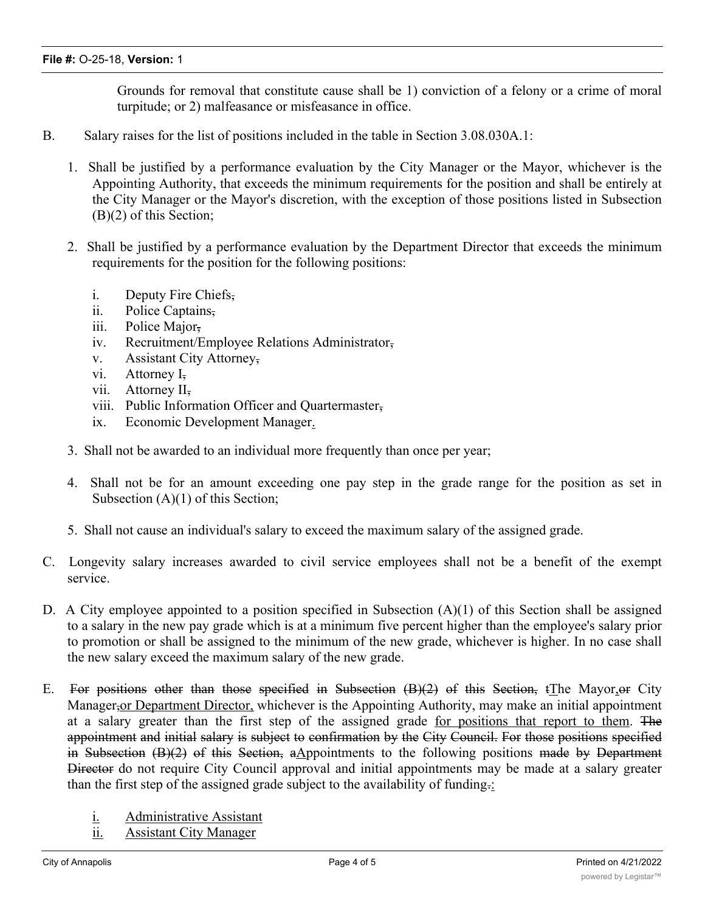Grounds for removal that constitute cause shall be 1) conviction of a felony or a crime of moral turpitude; or 2) malfeasance or misfeasance in office.

B. Salary raises for the list of positions included in the table in Section 3.08.030A.1:

1. Shall be justified by a performance evaluation by the City Manager or the Mayor, whichever is the Appointing Authority, that exceeds the minimum requirements for the position and shall be entirely at the City Manager or the Mayor's discretion, with the exception of those positions listed in Subsection (B)(2) of this Section;

2. Shall be justified by a performance evaluation by the Department Director that exceeds the minimum requirements for the position for the following positions:

   i. Deputy Fire Chiefs~~,~~
   ii. Police Captains~~,~~
   iii. Police Major~~,~~
   iv. Recruitment/Employee Relations Administrator~~,~~
   v. Assistant City Attorney~~,~~
   vi. Attorney I~~,~~
   vii. Attorney II~~,~~
   viii. Public Information Officer and Quartermaster~~,~~
   ix. Economic Development Manager<u>.</u>

3. Shall not be awarded to an individual more frequently than once per year;

4. Shall not be for an amount exceeding one pay step in the grade range for the position as set in Subsection (A)(1) of this Section;

5. Shall not cause an individual's salary to exceed the maximum salary of the assigned grade.

C. Longevity salary increases awarded to civil service employees shall not be a benefit of the exempt service.

D. A City employee appointed to a position specified in Subsection (A)(1) of this Section shall be assigned to a salary in the new pay grade which is at a minimum five percent higher than the employee's salary prior to promotion or shall be assigned to the minimum of the new grade, whichever is higher. In no case shall the new salary exceed the maximum salary of the new grade.

E. ~~For positions other than those specified in Subsection (B)(2) of this Section, t~~<u>T</u>he Mayor~~,or~~ City Manager~~,~~<u>or Department Director,</u> whichever is the Appointing Authority, may make an initial appointment at a salary greater than the first step of the assigned grade <u>for positions that report to them</u>. ~~The appointment and initial salary is subject to confirmation by the City Council. For those positions specified in Subsection (B)(2) of this Section, a~~<u>A</u>ppointments to the following positions ~~made by Department Director~~ do not require City Council approval and initial appointments may be made at a salary greater than the first step of the assigned grade subject to the availability of funding~~.~~<u>:</u>

   <u>i.</u> <u>Administrative Assistant</u>
   <u>ii.</u> <u>Assistant City Manager</u>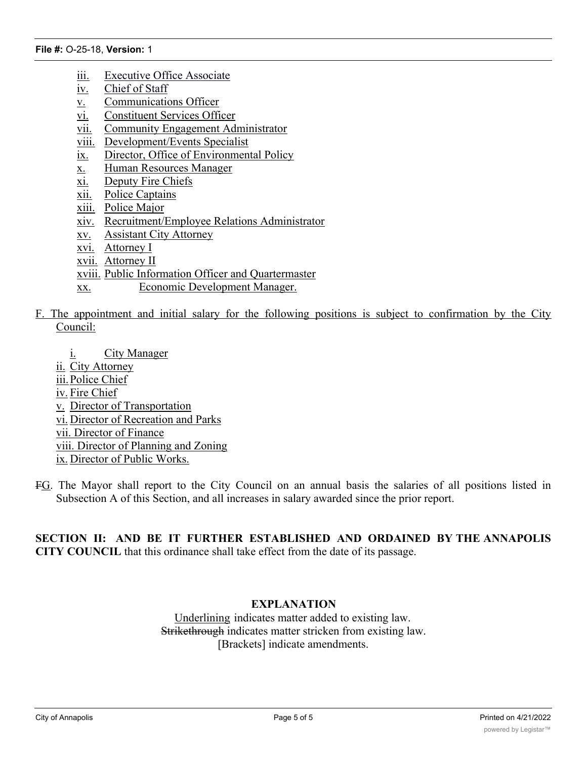iii. Executive Office Associate
iv. Chief of Staff
v. Communications Officer
vi. Constituent Services Officer
vii. Community Engagement Administrator
viii. Development/Events Specialist
ix. Director, Office of Environmental Policy
x. Human Resources Manager
xi. Deputy Fire Chiefs
xii. Police Captains
xiii. Police Major
xiv. Recruitment/Employee Relations Administrator
xv. Assistant City Attorney
xvi. Attorney I
xvii. Attorney II
xviii. Public Information Officer and Quartermaster
xx. Economic Development Manager.

F. The appointment and initial salary for the following positions is subject to confirmation by the City Council:

i. City Manager
ii. City Attorney
iii. Police Chief
iv. Fire Chief
v. Director of Transportation
vi. Director of Recreation and Parks
vii. Director of Finance
viii. Director of Planning and Zoning
ix. Director of Public Works.

~~F~~G. The Mayor shall report to the City Council on an annual basis the salaries of all positions listed in Subsection A of this Section, and all increases in salary awarded since the prior report.

**SECTION II: AND BE IT FURTHER ESTABLISHED AND ORDAINED BY THE ANNAPOLIS CITY COUNCIL** that this ordinance shall take effect from the date of its passage.

**EXPLANATION**

Underlining indicates matter added to existing law.
~~Strikethrough~~ indicates matter stricken from existing law.
[Brackets] indicate amendments.